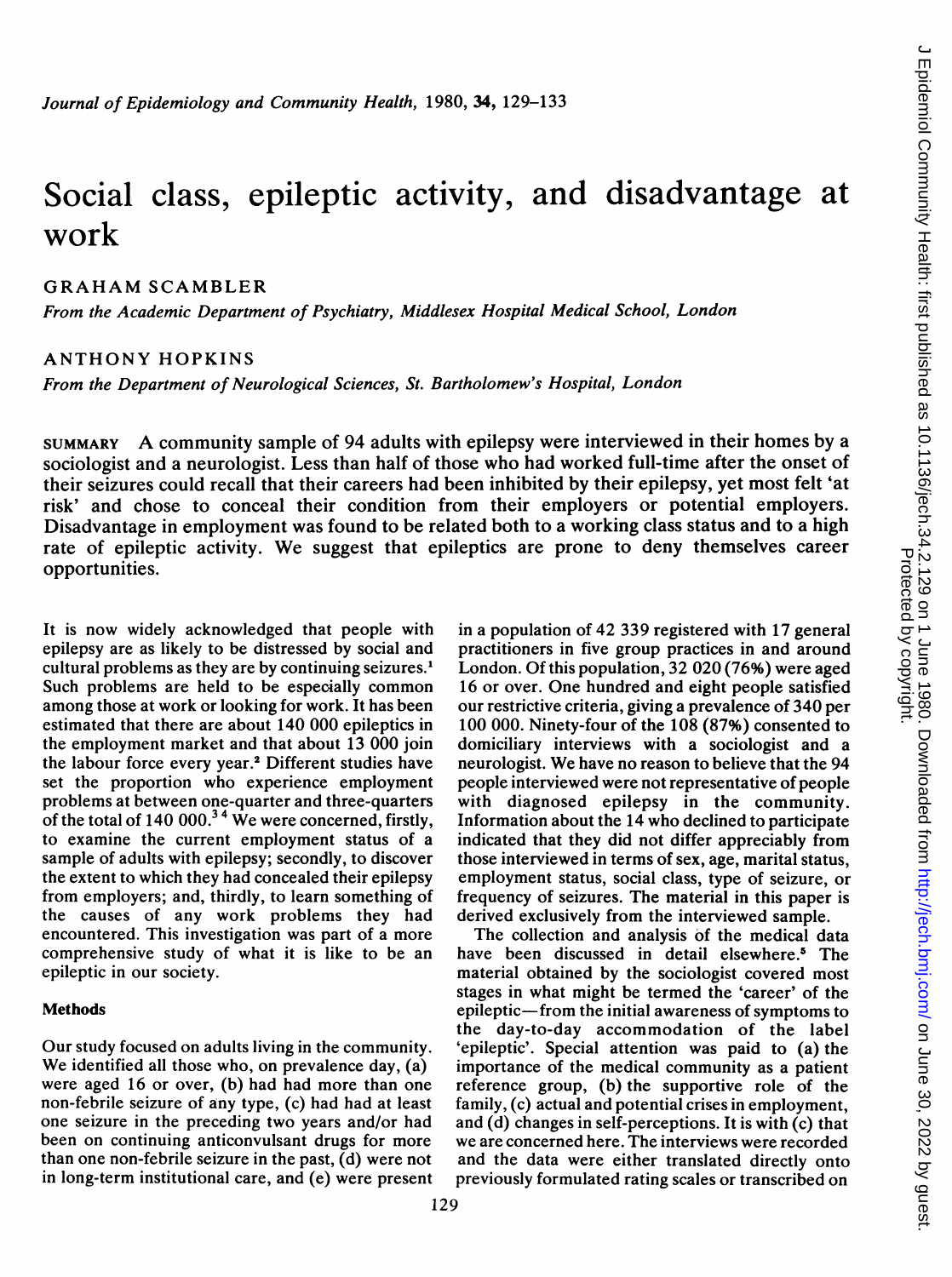# Social class, epileptic activity, and disadvantage at work

## GRAHAM SCAMBLER

*From the Academic Department of Psychiatry, Middlesex Hospital Medical School, London*

## ANTHONY HOPKINS

*From the Department of Neurological Sciences, St. Bartholomew's Hospital, London*

SUMMARY A community sample of 94 adults with epilepsy were interviewed in their homes by a sociologist and a neurologist. Less than half of those who had worked full-time after the onset of their seizures could recall that their careers had been inhibited by their epilepsy, yet most felt 'at risk' and chose to conceal their condition from their employers or potential employers. Disadvantage in employment was found to be related both to a working class status and to a high rate of epileptic activity. We suggest that epileptics are prone to deny themselves career opportunities.

It is now widely acknowledged that people with epilepsy are as likely to be distressed by social and cultural problems as they are by continuing seizures.[1] Such problems are held to be especially common among those at work or looking for work. It has been estimated that there are about 140 000 epileptics in the employment market and that about 13 000 join the labour force every year.[2] Different studies have set the proportion who experience employment problems at between one-quarter and three-quarters of the total of 140 000.[3,4] We were concerned, firstly, to examine the current employment status of a sample of adults with epilepsy; secondly, to discover the extent to which they had concealed their epilepsy from employers; and, thirdly, to learn something of the causes of any work problems they had encountered. This investigation was part of a more comprehensive study of what it is like to be an epileptic in our society.

### Methods

Our study focused on adults living in the community. We identified all those who, on prevalence day, (a) were aged 16 or over, (b) had had more than one non-febrile seizure of any type, (c) had had at least one seizure in the preceding two years and/or had been on continuing anticonvulsant drugs for more than one non-febrile seizure in the past, (d) were not in long-term institutional care, and (e) were present in a population of 42 339 registered with 17 general practitioners in five group practices in and around London. Of this population, 32 020 (76%) were aged 16 or over. One hundred and eight people satisfied our restrictive criteria, giving a prevalence of 340 per 100 000. Ninety-four of the 108 (87%) consented to domiciliary interviews with a sociologist and a neurologist. We have no reason to believe that the 94 people interviewed were not representative of people with diagnosed epilepsy in the community. Information about the 14 who declined to participate indicated that they did not differ appreciably from those interviewed in terms of sex, age, marital status, employment status, social class, type of seizure, or frequency of seizures. The material in this paper is derived exclusively from the interviewed sample.

The collection and analysis of the medical data have been discussed in detail elsewhere.[5] The material obtained by the sociologist covered most stages in what might be termed the 'career' of the epileptic—from the initial awareness of symptoms to the day-to-day accommodation of the label 'epileptic'. Special attention was paid to (a) the importance of the medical community as a patient reference group, (b) the supportive role of the family, (c) actual and potential crises in employment, and (d) changes in self-perceptions. It is with (c) that we are concerned here. The interviews were recorded and the data were either translated directly onto previously formulated rating scales or transcribed on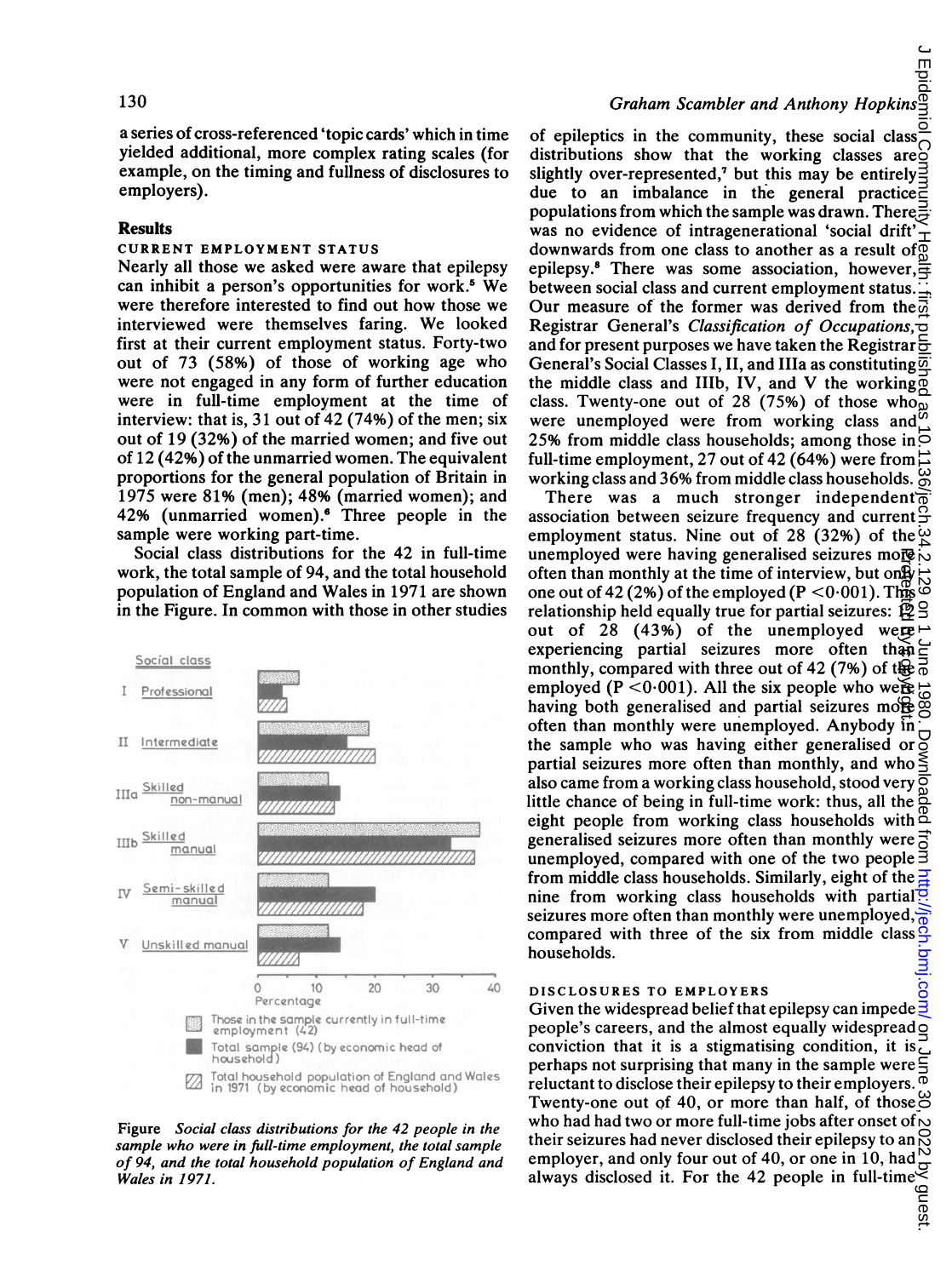a series of cross-referenced 'topic cards' which in time yielded additional, more complex rating scales (for example, on the timing and fullness of disclosures to employers).

## Results

### CURRENT EMPLOYMENT STATUS

Nearly all those we asked were aware that epilepsy can inhibit a person's opportunities for work.[5] We were therefore interested to find out how those we interviewed were themselves faring. We looked first at their current employment status. Forty-two out of 73 (58%) of those of working age who were not engaged in any form of further education were in full-time employment at the time of interview: that is, 31 out of 42 (74%) of the men; six out of 19 (32%) of the married women; and five out of 12 (42%) of the unmarried women. The equivalent proportions for the general population of Britain in 1975 were 81% (men); 48% (married women); and 42% (unmarried women).[6] Three people in the sample were working part-time.

Social class distributions for the 42 in full-time work, the total sample of 94, and the total household population of England and Wales in 1971 are shown in the Figure. In common with those in other studies of epileptics in the community, these social class distributions show that the working classes are slightly over-represented,[7] but this may be entirely due to an imbalance in the general practice populations from which the sample was drawn. There was no evidence of intragenerational 'social drift' downwards from one class to another as a result of epilepsy.[8] There was some association, however, between social class and current employment status. Our measure of the former was derived from the Registrar General's *Classification of Occupations*, and for present purposes we have taken the Registrar General's Social Classes I, II, and IIIa as constituting the middle class and IIIb, IV, and V the working class. Twenty-one out of 28 (75%) of those who were unemployed were from working class and 25% from middle class households; among those in full-time employment, 27 out of 42 (64%) were from working class and 36% from middle class households.

There was a much stronger independent association between seizure frequency and current employment status. Nine out of 28 (32%) of the unemployed were having generalised seizures more often than monthly at the time of interview, but only one out of 42 (2%) of the employed ($P < 0{\cdot}001$). This relationship held equally true for partial seizures: 12 out of 28 (43%) of the unemployed were experiencing partial seizures more often than monthly, compared with three out of 42 (7%) of the employed ($P < 0{\cdot}001$). All the six people who were having both generalised and partial seizures more often than monthly were unemployed. Anybody in the sample who was having either generalised or partial seizures more often than monthly, and who also came from a working class household, stood very little chance of being in full-time work: thus, all the eight people from working class households with generalised seizures more often than monthly were unemployed, compared with one of the two people from middle class households. Similarly, eight of the nine from working class households with partial seizures more often than monthly were unemployed, compared with three of the six from middle class households.

Figure *Social class distributions for the 42 people in the sample who were in full-time employment, the total sample of 94, and the total household population of England and Wales in 1971.*

### DISCLOSURES TO EMPLOYERS

Given the widespread belief that epilepsy can impede people's careers, and the almost equally widespread conviction that it is a stigmatising condition, it is perhaps not surprising that many in the sample were reluctant to disclose their epilepsy to their employers. Twenty-one out of 40, or more than half, of those who had had two or more full-time jobs after onset of their seizures had never disclosed their epilepsy to an employer, and only four out of 40, or one in 10, had always disclosed it. For the 42 people in full-time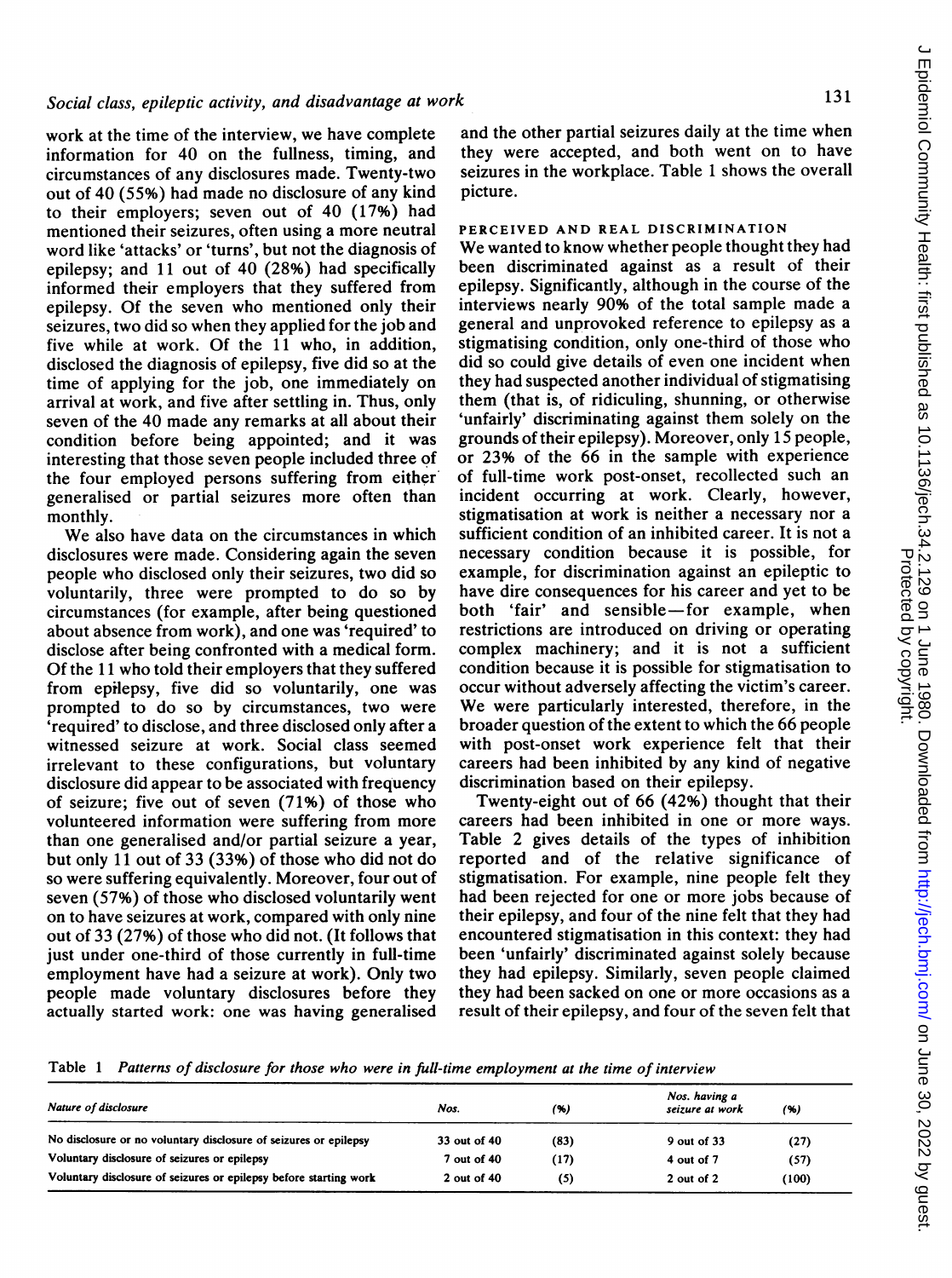work at the time of the interview, we have complete information for 40 on the fullness, timing, and circumstances of any disclosures made. Twenty-two out of 40 (55%) had made no disclosure of any kind to their employers; seven out of 40 (17%) had mentioned their seizures, often using a more neutral word like 'attacks' or 'turns', but not the diagnosis of epilepsy; and 11 out of 40 (28%) had specifically informed their employers that they suffered from epilepsy. Of the seven who mentioned only their seizures, two did so when they applied for the job and five while at work. Of the 11 who, in addition, disclosed the diagnosis of epilepsy, five did so at the time of applying for the job, one immediately on arrival at work, and five after settling in. Thus, only seven of the 40 made any remarks at all about their condition before being appointed; and it was interesting that those seven people included three of the four employed persons suffering from either generalised or partial seizures more often than monthly.

We also have data on the circumstances in which disclosures were made. Considering again the seven people who disclosed only their seizures, two did so voluntarily, three were prompted to do so by circumstances (for example, after being questioned about absence from work), and one was 'required' to disclose after being confronted with a medical form. Of the 11 who told their employers that they suffered from epilepsy, five did so voluntarily, one was prompted to do so by circumstances, two were 'required' to disclose, and three disclosed only after a witnessed seizure at work. Social class seemed irrelevant to these configurations, but voluntary disclosure did appear to be associated with frequency of seizure; five out of seven (71%) of those who volunteered information were suffering from more than one generalised and/or partial seizure a year, but only 11 out of 33 (33%) of those who did not do so were suffering equivalently. Moreover, four out of seven (57%) of those who disclosed voluntarily went on to have seizures at work, compared with only nine out of 33 (27%) of those who did not. (It follows that just under one-third of those currently in full-time employment have had a seizure at work). Only two people made voluntary disclosures before they actually started work: one was having generalised and the other partial seizures daily at the time when they were accepted, and both went on to have seizures in the workplace. Table 1 shows the overall picture.

### PERCEIVED AND REAL DISCRIMINATION

We wanted to know whether people thought they had been discriminated against as a result of their epilepsy. Significantly, although in the course of the interviews nearly 90% of the total sample made a general and unprovoked reference to epilepsy as a stigmatising condition, only one-third of those who did so could give details of even one incident when they had suspected another individual of stigmatising them (that is, of ridiculing, shunning, or otherwise 'unfairly' discriminating against them solely on the grounds of their epilepsy). Moreover, only 15 people, or 23% of the 66 in the sample with experience of full-time work post-onset, recollected such an incident occurring at work. Clearly, however, stigmatisation at work is neither a necessary nor a sufficient condition of an inhibited career. It is not a necessary condition because it is possible, for example, for discrimination against an epileptic to have dire consequences for his career and yet to be both 'fair' and sensible—for example, when restrictions are introduced on driving or operating complex machinery; and it is not a sufficient condition because it is possible for stigmatisation to occur without adversely affecting the victim's career. We were particularly interested, therefore, in the broader question of the extent to which the 66 people with post-onset work experience felt that their careers had been inhibited by any kind of negative discrimination based on their epilepsy.

Twenty-eight out of 66 (42%) thought that their careers had been inhibited in one or more ways. Table 2 gives details of the types of inhibition reported and of the relative significance of stigmatisation. For example, nine people felt they had been rejected for one or more jobs because of their epilepsy, and four of the nine felt that they had encountered stigmatisation in this context: they had been 'unfairly' discriminated against solely because they had epilepsy. Similarly, seven people claimed they had been sacked on one or more occasions as a result of their epilepsy, and four of the seven felt that

Table 1 *Patterns of disclosure for those who were in full-time employment at the time of interview*

| *Nature of disclosure* | *Nos.* | *(%)* | *Nos. having a seizure at work* | *(%)* |
|---|---|---|---|---|
| No disclosure or no voluntary disclosure of seizures or epilepsy | 33 out of 40 | (83) | 9 out of 33 | (27) |
| Voluntary disclosure of seizures or epilepsy | 7 out of 40 | (17) | 4 out of 7 | (57) |
| Voluntary disclosure of seizures or epilepsy before starting work | 2 out of 40 | (5) | 2 out of 2 | (100) |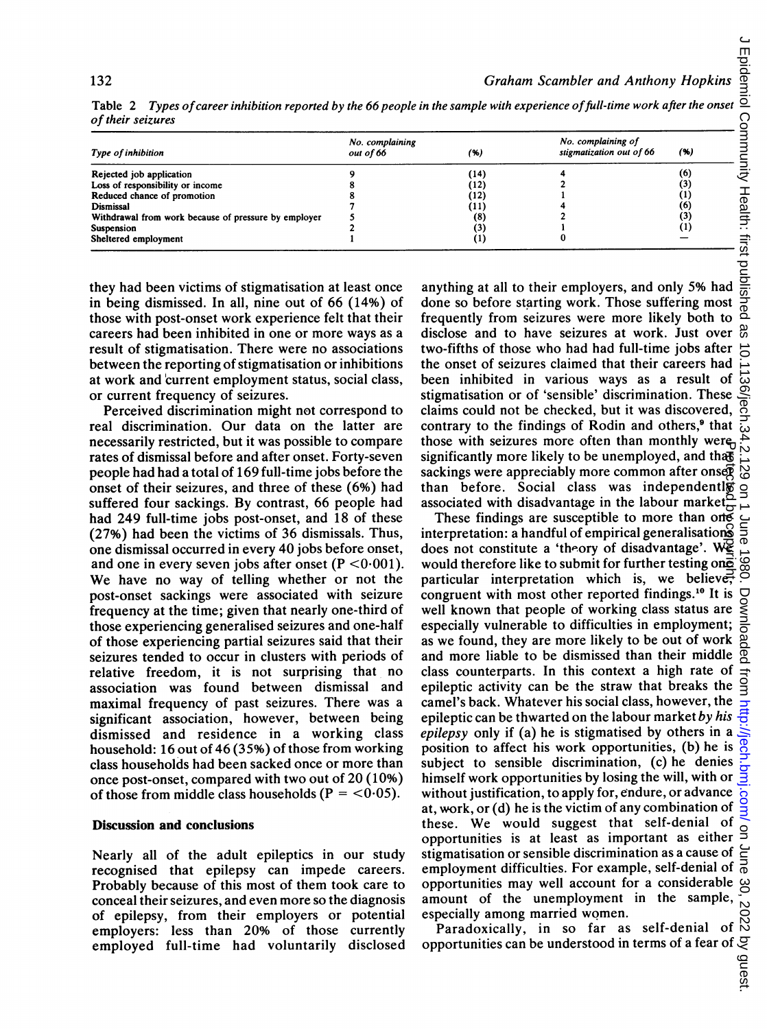Table 2 *Types of career inhibition reported by the 66 people in the sample with experience of full-time work after the onset of their seizures*

| Type of inhibition | No. complaining out of 66 | (%) | No. complaining of stigmatization out of 66 | (%) |
|---|---|---|---|---|
| Rejected job application | 9 | (14) | 4 | (6) |
| Loss of responsibility or income | 8 | (12) | 2 | (3) |
| Reduced chance of promotion | 8 | (12) | 1 | (1) |
| Dismissal | 7 | (11) | 4 | (6) |
| Withdrawal from work because of pressure by employer | 5 | (8) | 2 | (3) |
| Suspension | 2 | (3) | 1 | (1) |
| Sheltered employment | 1 | (1) | 0 | — |

they had been victims of stigmatisation at least once in being dismissed. In all, nine out of 66 (14%) of those with post-onset work experience felt that their careers had been inhibited in one or more ways as a result of stigmatisation. There were no associations between the reporting of stigmatisation or inhibitions at work and current employment status, social class, or current frequency of seizures.

Perceived discrimination might not correspond to real discrimination. Our data on the latter are necessarily restricted, but it was possible to compare rates of dismissal before and after onset. Forty-seven people had had a total of 169 full-time jobs before the onset of their seizures, and three of these (6%) had suffered four sackings. By contrast, 66 people had had 249 full-time jobs post-onset, and 18 of these (27%) had been the victims of 36 dismissals. Thus, one dismissal occurred in every 40 jobs before onset, and one in every seven jobs after onset ($P < 0 \cdot 001$). We have no way of telling whether or not the post-onset sackings were associated with seizure frequency at the time; given that nearly one-third of those experiencing generalised seizures and one-half of those experiencing partial seizures said that their seizures tended to occur in clusters with periods of relative freedom, it is not surprising that no association was found between dismissal and maximal frequency of past seizures. There was a significant association, however, between being dismissed and residence in a working class household: 16 out of 46 (35%) of those from working class households had been sacked once or more than once post-onset, compared with two out of 20 (10%) of those from middle class households ($P = < 0 \cdot 05$).

## Discussion and conclusions

Nearly all of the adult epileptics in our study recognised that epilepsy can impede careers. Probably because of this most of them took care to conceal their seizures, and even more so the diagnosis of epilepsy, from their employers or potential employers: less than 20% of those currently employed full-time had voluntarily disclosed anything at all to their employers, and only 5% had done so before starting work. Those suffering most frequently from seizures were more likely both to disclose and to have seizures at work. Just over two-fifths of those who had had full-time jobs after the onset of seizures claimed that their careers had been inhibited in various ways as a result of stigmatisation or of 'sensible' discrimination. These claims could not be checked, but it was discovered, contrary to the findings of Rodin and others,[9] that those with seizures more often than monthly were significantly more likely to be unemployed, and that sackings were appreciably more common after onset than before. Social class was independently associated with disadvantage in the labour market.

These findings are susceptible to more than one interpretation: a handful of empirical generalisations does not constitute a 'theory of disadvantage'. We would therefore like to submit for further testing one particular interpretation which is, we believe, congruent with most other reported findings.[10] It is well known that people of working class status are especially vulnerable to difficulties in employment; as we found, they are more likely to be out of work and more liable to be dismissed than their middle class counterparts. In this context a high rate of epileptic activity can be the straw that breaks the camel's back. Whatever his social class, however, the epileptic can be thwarted on the labour market *by his epilepsy* only if (a) he is stigmatised by others in a position to affect his work opportunities, (b) he is subject to sensible discrimination, (c) he denies himself work opportunities by losing the will, with or without justification, to apply for, endure, or advance at, work, or (d) he is the victim of any combination of these. We would suggest that self-denial of opportunities is at least as important as either stigmatisation or sensible discrimination as a cause of employment difficulties. For example, self-denial of opportunities may well account for a considerable amount of the unemployment in the sample, especially among married women.

Paradoxically, in so far as self-denial of opportunities can be understood in terms of a fear of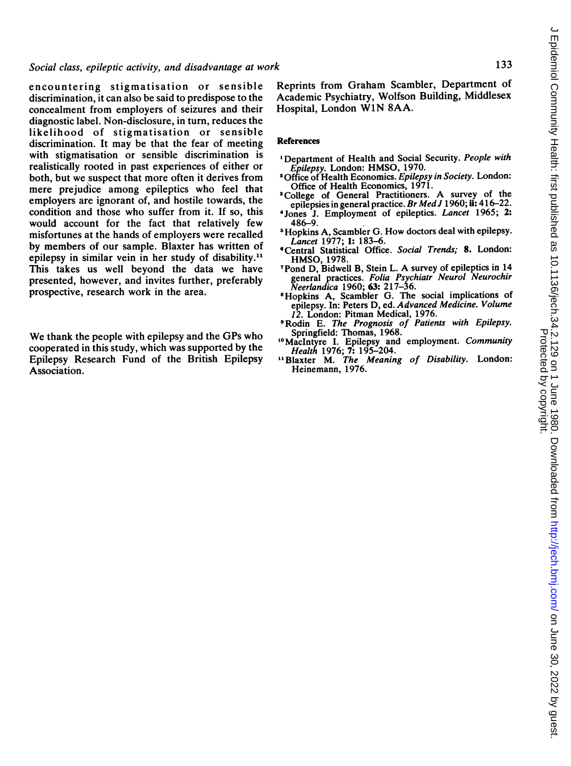encountering stigmatisation or sensible discrimination, it can also be said to predispose to the concealment from employers of seizures and their diagnostic label. Non-disclosure, in turn, reduces the likelihood of stigmatisation or sensible discrimination. It may be that the fear of meeting with stigmatisation or sensible discrimination is realistically rooted in past experiences of either or both, but we suspect that more often it derives from mere prejudice among epileptics who feel that employers are ignorant of, and hostile towards, the condition and those who suffer from it. If so, this would account for the fact that relatively few misfortunes at the hands of employers were recalled by members of our sample. Blaxter has written of epilepsy in similar vein in her study of disability.[11] This takes us well beyond the data we have presented, however, and invites further, preferably prospective, research work in the area.

We thank the people with epilepsy and the GPs who cooperated in this study, which was supported by the Epilepsy Research Fund of the British Epilepsy Association.

Reprints from Graham Scambler, Department of Academic Psychiatry, Wolfson Building, Middlesex Hospital, London W1N 8AA.

## References

1. Department of Health and Social Security. *People with Epilepsy*. London: HMSO, 1970.
2. Office of Health Economics. *Epilepsy in Society*. London: Office of Health Economics, 1971.
3. College of General Practitioners. A survey of the epilepsies in general practice. *Br Med J* 1960; **ii:** 416–22.
4. Jones J. Employment of epileptics. *Lancet* 1965; **2:** 486–9.
5. Hopkins A, Scambler G. How doctors deal with epilepsy. *Lancet* 1977; **1:** 183–6.
6. Central Statistical Office. *Social Trends;* **8.** London: HMSO, 1978.
7. Pond D, Bidwell B, Stein L. A survey of epileptics in 14 general practices. *Folia Psychiatr Neurol Neurochir Neerlandica* 1960; **63:** 217–36.
8. Hopkins A, Scambler G. The social implications of epilepsy. In: Peters D, ed. *Advanced Medicine. Volume 12.* London: Pitman Medical, 1976.
9. Rodin E. *The Prognosis of Patients with Epilepsy.* Springfield: Thomas, 1968.
10. MacIntyre I. Epilepsy and employment. *Community Health* 1976; **7:** 195–204.
11. Blaxter M. *The Meaning of Disability.* London: Heinemann, 1976.